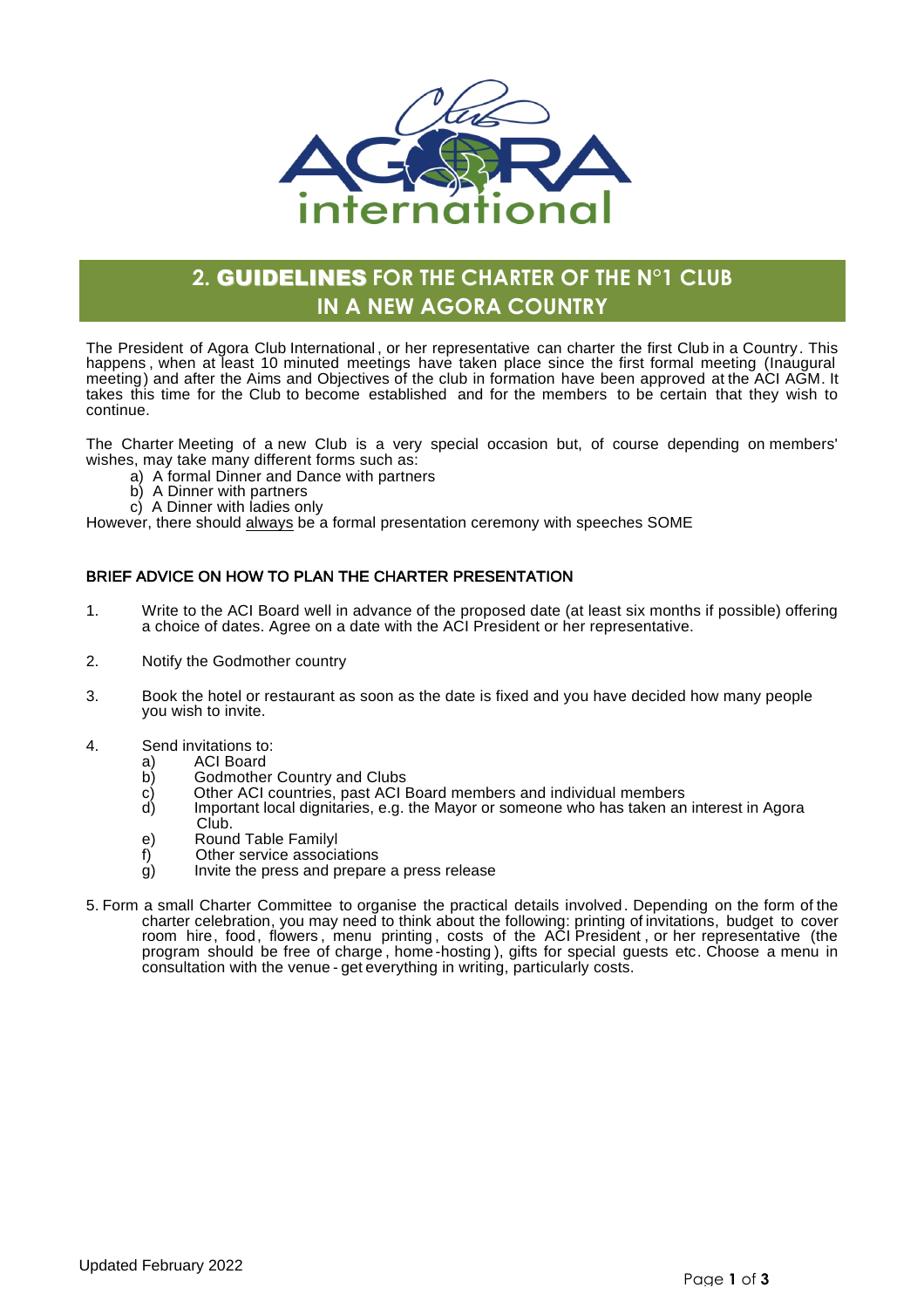# 2. GUIDELINES FOR THE CHARTER OF THE N°1 CLUB IN A NEW AGORA COUNTRY

The President of Agora Club International, or her representative can charter the first Club in a Country. This happens, when at least 10 minuted meetings have taken place since the first formal meeting (Inaugural meeting) and after the Aims and Objectives of the club in formation have been approved at the ACI AGM. It takes this time for the Club to become established and for the members to be certain that they wish to continue.

The Charter Meeting of a new Club is a very special occasion but, of course depending on members' wishes, may take many different forms such as:

a) A formal Dinner and Dance with partners
b) A Dinner with partners
c) A Dinner with ladies only

However, there should always be a formal presentation ceremony with speeches SOME

## BRIEF ADVICE ON HOW TO PLAN THE CHARTER PRESENTATION

1. Write to the ACI Board well in advance of the proposed date (at least six months if possible) offering a choice of dates. Agree on a date with the ACI President or her representative.

2. Notify the Godmother country

3. Book the hotel or restaurant as soon as the date is fixed and you have decided how many people you wish to invite.

4. Send invitations to:
   a) ACI Board
   b) Godmother Country and Clubs
   c) Other ACI countries, past ACI Board members and individual members
   d) Important local dignitaries, e.g. the Mayor or someone who has taken an interest in Agora Club.
   e) Round Table Familyl
   f) Other service associations
   g) Invite the press and prepare a press release

5. Form a small Charter Committee to organise the practical details involved. Depending on the form of the charter celebration, you may need to think about the following: printing of invitations, budget to cover room hire, food, flowers, menu printing, costs of the ACI President, or her representative (the program should be free of charge, home-hosting), gifts for special guests etc. Choose a menu in consultation with the venue - get everything in writing, particularly costs.

Updated February 2022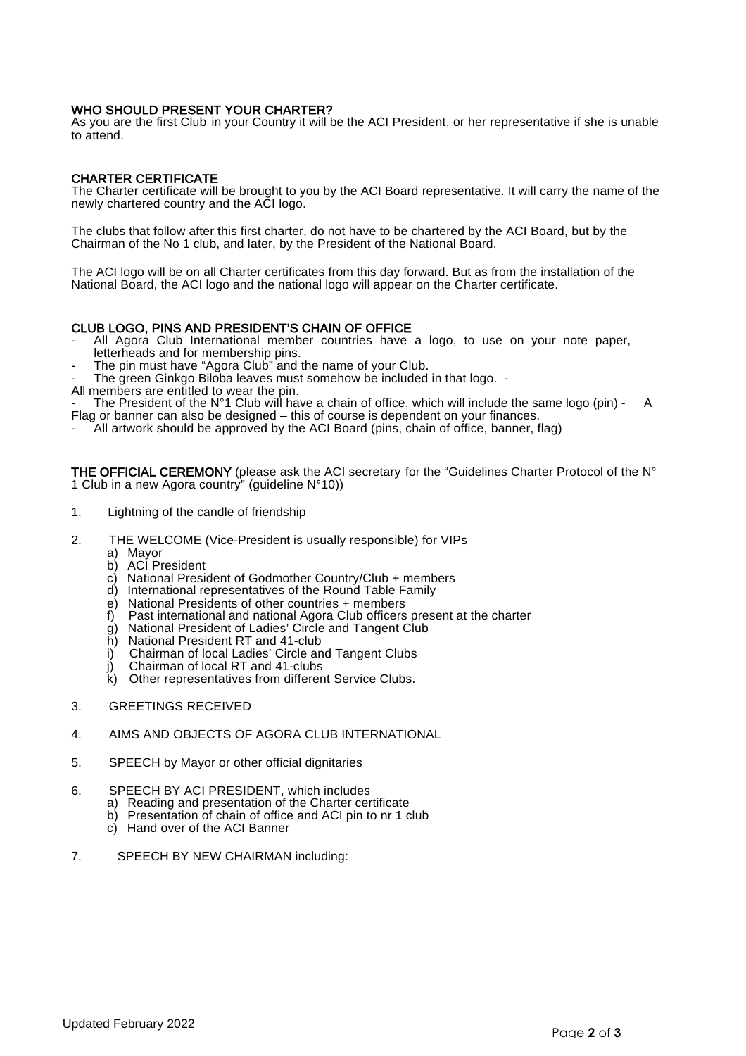**WHO SHOULD PRESENT YOUR CHARTER?**
As you are the first Club in your Country it will be the ACI President, or her representative if she is unable to attend.

**CHARTER CERTIFICATE**
The Charter certificate will be brought to you by the ACI Board representative. It will carry the name of the newly chartered country and the ACI logo.

The clubs that follow after this first charter, do not have to be chartered by the ACI Board, but by the Chairman of the No 1 club, and later, by the President of the National Board.

The ACI logo will be on all Charter certificates from this day forward. But as from the installation of the National Board, the ACI logo and the national logo will appear on the Charter certificate.

**CLUB LOGO, PINS AND PRESIDENT'S CHAIN OF OFFICE**
- All Agora Club International member countries have a logo, to use on your note paper, letterheads and for membership pins.
- The pin must have "Agora Club" and the name of your Club.
- The green Ginkgo Biloba leaves must somehow be included in that logo. -
All members are entitled to wear the pin.
- The President of the N°1 Club will have a chain of office, which will include the same logo (pin) - A Flag or banner can also be designed – this of course is dependent on your finances.
- All artwork should be approved by the ACI Board (pins, chain of office, banner, flag)

**THE OFFICIAL CEREMONY** (please ask the ACI secretary for the "Guidelines Charter Protocol of the N° 1 Club in a new Agora country" (guideline N°10))

1. Lightning of the candle of friendship

2. THE WELCOME (Vice-President is usually responsible) for VIPs
   a) Mayor
   b) ACI President
   c) National President of Godmother Country/Club + members
   d) International representatives of the Round Table Family
   e) National Presidents of other countries + members
   f) Past international and national Agora Club officers present at the charter
   g) National President of Ladies' Circle and Tangent Club
   h) National President RT and 41-club
   i) Chairman of local Ladies' Circle and Tangent Clubs
   j) Chairman of local RT and 41-clubs
   k) Other representatives from different Service Clubs.

3. GREETINGS RECEIVED

4. AIMS AND OBJECTS OF AGORA CLUB INTERNATIONAL

5. SPEECH by Mayor or other official dignitaries

6. SPEECH BY ACI PRESIDENT, which includes
   a) Reading and presentation of the Charter certificate
   b) Presentation of chain of office and ACI pin to nr 1 club
   c) Hand over of the ACI Banner

7. SPEECH BY NEW CHAIRMAN including:

Updated February 2022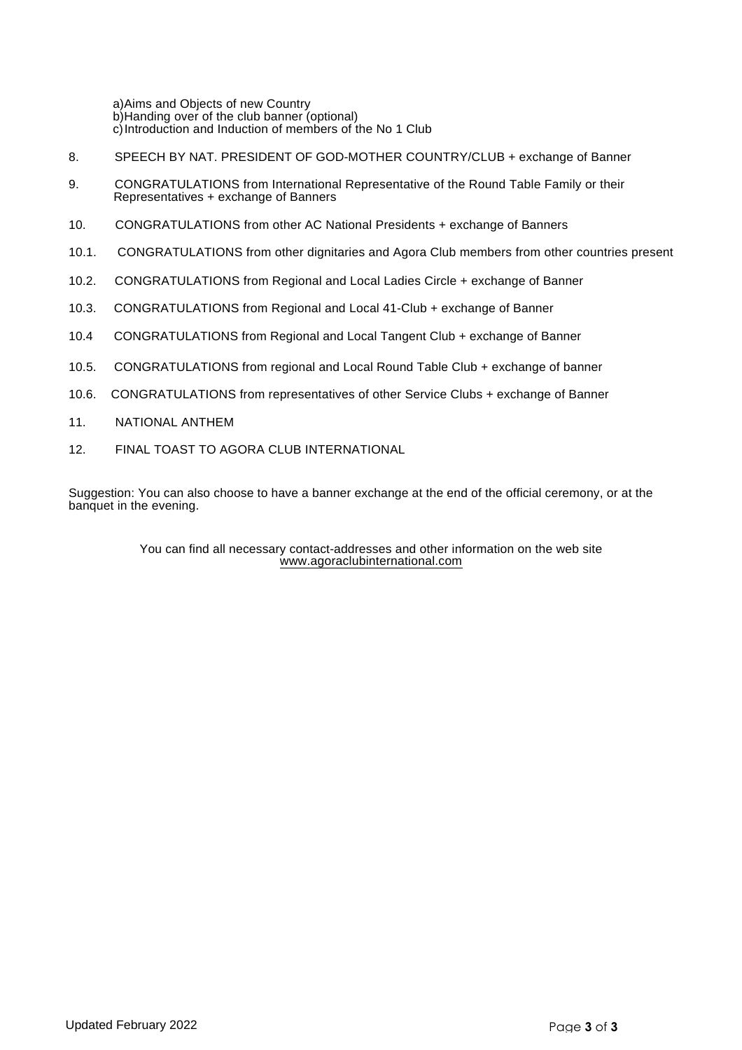a) Aims and Objects of new Country
b) Handing over of the club banner (optional)
c) Introduction and Induction of members of the No 1 Club

8. SPEECH BY NAT. PRESIDENT OF GOD-MOTHER COUNTRY/CLUB + exchange of Banner

9. CONGRATULATIONS from International Representative of the Round Table Family or their Representatives + exchange of Banners

10. CONGRATULATIONS from other AC National Presidents + exchange of Banners

10.1. CONGRATULATIONS from other dignitaries and Agora Club members from other countries present

10.2. CONGRATULATIONS from Regional and Local Ladies Circle + exchange of Banner

10.3. CONGRATULATIONS from Regional and Local 41-Club + exchange of Banner

10.4 CONGRATULATIONS from Regional and Local Tangent Club + exchange of Banner

10.5. CONGRATULATIONS from regional and Local Round Table Club + exchange of banner

10.6. CONGRATULATIONS from representatives of other Service Clubs + exchange of Banner

11. NATIONAL ANTHEM

12. FINAL TOAST TO AGORA CLUB INTERNATIONAL

Suggestion: You can also choose to have a banner exchange at the end of the official ceremony, or at the banquet in the evening.

You can find all necessary contact-addresses and other information on the web site
www.agoraclubinternational.com

Updated February 2022